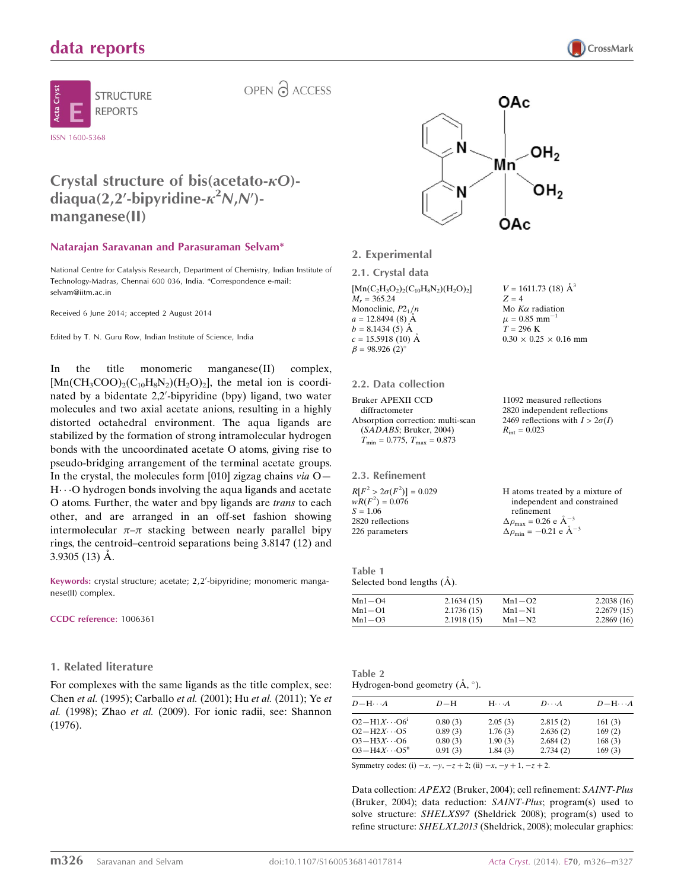data reports

STRUCTURE REPORTS

OPEN ACCESS

ISSN 1600-5368

# Crystal structure of bis(acetato-$\kappa O$)-diaqua(2,2′-bipyridine-$\kappa^2 N,N'$)-manganese(II)

**Natarajan Saravanan and Parasuraman Selvam***

National Centre for Catalysis Research, Department of Chemistry, Indian Institute of Technology-Madras, Chennai 600 036, India. *Correspondence e-mail: selvam@iitm.ac.in

Received 6 June 2014; accepted 2 August 2014

Edited by T. N. Guru Row, Indian Institute of Science, India

In the title monomeric manganese(II) complex, $[Mn(CH_3COO)_2(C_{10}H_8N_2)(H_2O)_2]$, the metal ion is coordinated by a bidentate 2,2′-bipyridine (bpy) ligand, two water molecules and two axial acetate anions, resulting in a highly distorted octahedral environment. The aqua ligands are stabilized by the formation of strong intramolecular hydrogen bonds with the uncoordinated acetate O atoms, giving rise to pseudo-bridging arrangement of the terminal acetate groups. In the crystal, the molecules form [010] zigzag chains *via* O—H⋯O hydrogen bonds involving the aqua ligands and acetate O atoms. Further, the water and bpy ligands are *trans* to each other, and are arranged in an off-set fashion showing intermolecular $\pi$–$\pi$ stacking between nearly parallel bipy rings, the centroid–centroid separations being 3.8147 (12) and 3.9305 (13) Å.

**Keywords:** crystal structure; acetate; 2,2′-bipyridine; monomeric manganese(II) complex.

**CCDC reference**: 1006361

## 1. Related literature

For complexes with the same ligands as the title complex, see: Chen *et al.* (1995); Carballo *et al.* (2001); Hu *et al.* (2011); Ye *et al.* (1998); Zhao *et al.* (2009). For ionic radii, see: Shannon (1976).

## 2. Experimental

### 2.1. Crystal data

$[Mn(C_2H_3O_2)_2(C_{10}H_8N_2)(H_2O)_2]$
$M_r = 365.24$
Monoclinic, $P2_1/n$
$a = 12.8494$ (8) Å
$b = 8.1434$ (5) Å
$c = 15.5918$ (10) Å
$\beta = 98.926$ (2)°
$V = 1611.73$ (18) Å$^3$
$Z = 4$
Mo $K\alpha$ radiation
$\mu = 0.85$ mm$^{-1}$
$T = 296$ K
$0.30 \times 0.25 \times 0.16$ mm

### 2.2. Data collection

Bruker APEXII CCD diffractometer
Absorption correction: multi-scan (*SADABS*; Bruker, 2004)
$T_{min} = 0.775$, $T_{max} = 0.873$
11092 measured reflections
2820 independent reflections
2469 reflections with $I > 2\sigma(I)$
$R_{int} = 0.023$

### 2.3. Refinement

$R[F^2 > 2\sigma(F^2)] = 0.029$
$wR(F^2) = 0.076$
$S = 1.06$
2820 reflections
226 parameters
H atoms treated by a mixture of independent and constrained refinement
$\Delta\rho_{max} = 0.26$ e Å$^{-3}$
$\Delta\rho_{min} = -0.21$ e Å$^{-3}$

**Table 1**
Selected bond lengths (Å).

| | | | |
|---|---|---|---|
| Mn1—O4 | 2.1634 (15) | Mn1—O2 | 2.2038 (16) |
| Mn1—O1 | 2.1736 (15) | Mn1—N1 | 2.2679 (15) |
| Mn1—O3 | 2.1918 (15) | Mn1—N2 | 2.2869 (16) |

**Table 2**
Hydrogen-bond geometry (Å, °).

| $D$—H⋯$A$ | $D$—H | H⋯$A$ | $D$⋯$A$ | $D$—H⋯$A$ |
|---|---|---|---|---|
| O2—H1$X$⋯O6$^{i}$ | 0.80 (3) | 2.05 (3) | 2.815 (2) | 161 (3) |
| O2—H2$X$⋯O5 | 0.89 (3) | 1.76 (3) | 2.636 (2) | 169 (2) |
| O3—H3$X$⋯O6 | 0.80 (3) | 1.90 (3) | 2.684 (2) | 168 (3) |
| O3—H4$X$⋯O5$^{ii}$ | 0.91 (3) | 1.84 (3) | 2.734 (2) | 169 (3) |

Symmetry codes: (i) $-x, -y, -z+2$; (ii) $-x, -y+1, -z+2$.

Data collection: *APEX2* (Bruker, 2004); cell refinement: *SAINT-Plus* (Bruker, 2004); data reduction: *SAINT-Plus*; program(s) used to solve structure: *SHELXS97* (Sheldrick 2008); program(s) used to refine structure: *SHELXL2013* (Sheldrick, 2008); molecular graphics: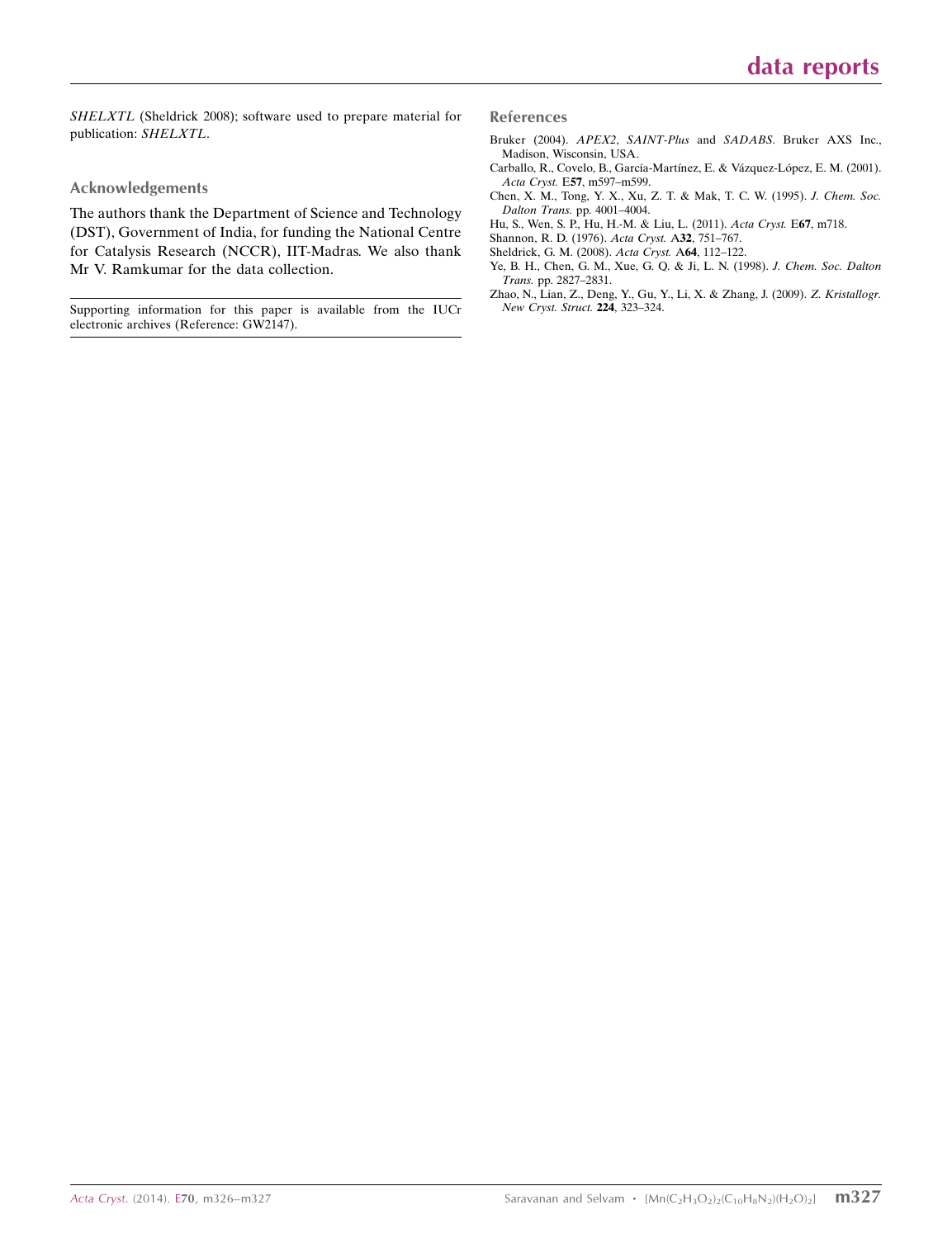*SHELXTL* (Sheldrick 2008); software used to prepare material for publication: *SHELXTL*.

## Acknowledgements

The authors thank the Department of Science and Technology (DST), Government of India, for funding the National Centre for Catalysis Research (NCCR), IIT-Madras. We also thank Mr V. Ramkumar for the data collection.

Supporting information for this paper is available from the IUCr electronic archives (Reference: GW2147).

## References

Bruker (2004). *APEX2*, *SAINT-Plus* and *SADABS*. Bruker AXS Inc., Madison, Wisconsin, USA.

Carballo, R., Covelo, B., García-Martínez, E. & Vázquez-López, E. M. (2001). *Acta Cryst.* E**57**, m597–m599.

Chen, X. M., Tong, Y. X., Xu, Z. T. & Mak, T. C. W. (1995). *J. Chem. Soc. Dalton Trans.* pp. 4001–4004.

Hu, S., Wen, S. P., Hu, H.-M. & Liu, L. (2011). *Acta Cryst.* E**67**, m718.

Shannon, R. D. (1976). *Acta Cryst.* A**32**, 751–767.

Sheldrick, G. M. (2008). *Acta Cryst.* A**64**, 112–122.

Ye, B. H., Chen, G. M., Xue, G. Q. & Ji, L. N. (1998). *J. Chem. Soc. Dalton Trans.* pp. 2827–2831.

Zhao, N., Lian, Z., Deng, Y., Gu, Y., Li, X. & Zhang, J. (2009). *Z. Kristallogr. New Cryst. Struct.* **224**, 323–324.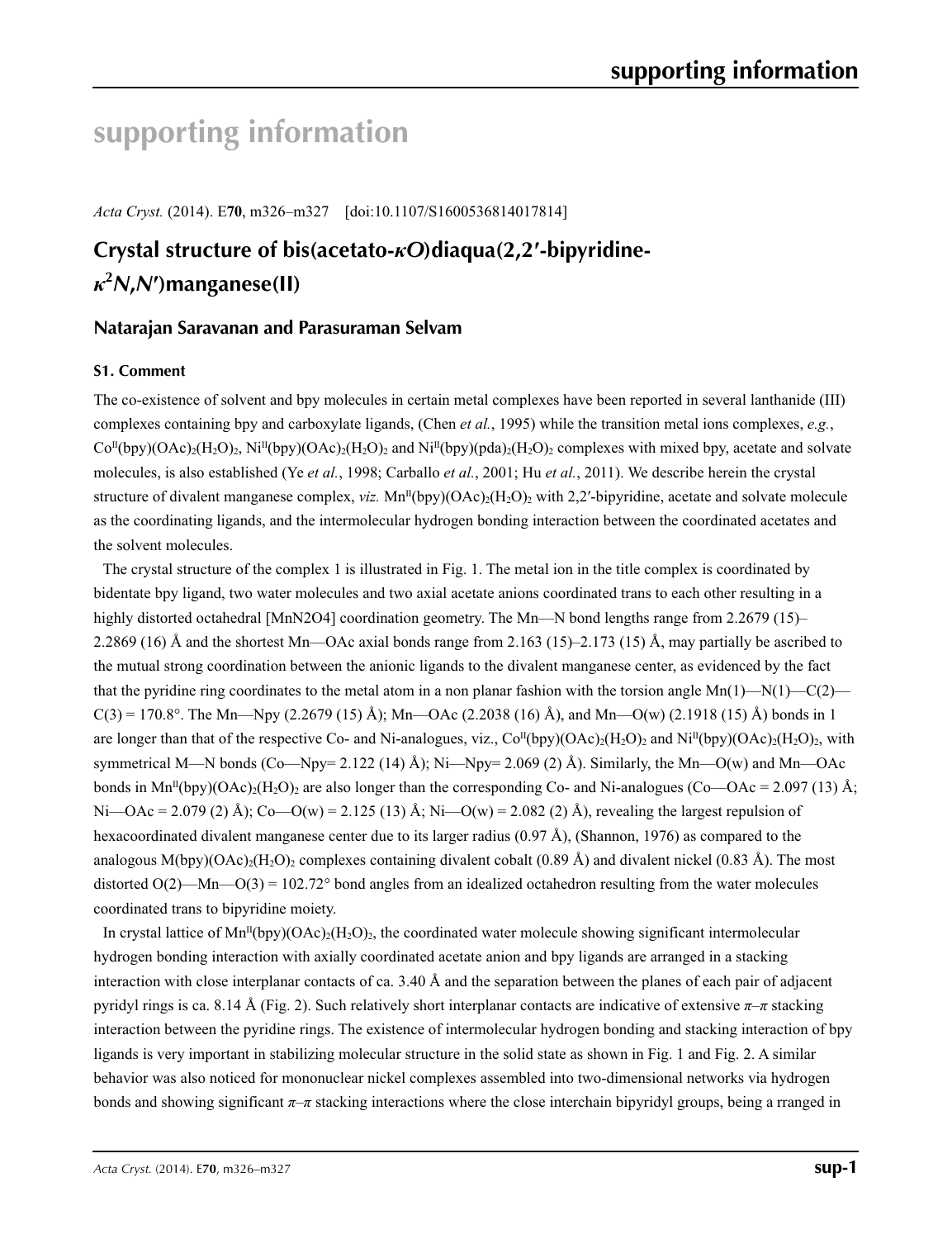# supporting information

*Acta Cryst.* (2014). E**70**, m326–m327 [doi:10.1107/S1600536814017814]

## Crystal structure of bis(acetato-*κO*)diaqua(2,2′-bipyridine-$\kappa^2$*N,N′*)manganese(II)

### Natarajan Saravanan and Parasuraman Selvam

#### S1. Comment

The co-existence of solvent and bpy molecules in certain metal complexes have been reported in several lanthanide (III) complexes containing bpy and carboxylate ligands, (Chen *et al.*, 1995) while the transition metal ions complexes, *e.g.*, $Co^{II}(bpy)(OAc)_2(H_2O)_2$, $Ni^{II}(bpy)(OAc)_2(H_2O)_2$ and $Ni^{II}(bpy)(pda)_2(H_2O)_2$ complexes with mixed bpy, acetate and solvate molecules, is also established (Ye *et al.*, 1998; Carballo *et al.*, 2001; Hu *et al.*, 2011). We describe herein the crystal structure of divalent manganese complex, *viz.* $Mn^{II}(bpy)(OAc)_2(H_2O)_2$ with 2,2′-bipyridine, acetate and solvate molecule as the coordinating ligands, and the intermolecular hydrogen bonding interaction between the coordinated acetates and the solvent molecules.

The crystal structure of the complex 1 is illustrated in Fig. 1. The metal ion in the title complex is coordinated by bidentate bpy ligand, two water molecules and two axial acetate anions coordinated trans to each other resulting in a highly distorted octahedral [MnN2O4] coordination geometry. The Mn—N bond lengths range from 2.2679 (15)–2.2869 (16) Å and the shortest Mn—OAc axial bonds range from 2.163 (15)–2.173 (15) Å, may partially be ascribed to the mutual strong coordination between the anionic ligands to the divalent manganese center, as evidenced by the fact that the pyridine ring coordinates to the metal atom in a non planar fashion with the torsion angle Mn(1)—N(1)—C(2)—C(3) = 170.8°. The Mn—Npy (2.2679 (15) Å); Mn—OAc (2.2038 (16) Å), and Mn—O(w) (2.1918 (15) Å) bonds in 1 are longer than that of the respective Co- and Ni-analogues, viz., $Co^{II}(bpy)(OAc)_2(H_2O)_2$ and $Ni^{II}(bpy)(OAc)_2(H_2O)_2$, with symmetrical M—N bonds (Co—Npy= 2.122 (14) Å); Ni—Npy= 2.069 (2) Å). Similarly, the Mn—O(w) and Mn—OAc bonds in $Mn^{II}(bpy)(OAc)_2(H_2O)_2$ are also longer than the corresponding Co- and Ni-analogues (Co—OAc = 2.097 (13) Å; Ni—OAc = 2.079 (2) Å; Co—O(w) = 2.125 (13) Å; Ni—O(w) = 2.082 (2) Å), revealing the largest repulsion of hexacoordinated divalent manganese center due to its larger radius (0.97 Å), (Shannon, 1976) as compared to the analogous $M(bpy)(OAc)_2(H_2O)_2$ complexes containing divalent cobalt (0.89 Å) and divalent nickel (0.83 Å). The most distorted O(2)—Mn—O(3) = 102.72° bond angles from an idealized octahedron resulting from the water molecules coordinated trans to bipyridine moiety.

In crystal lattice of $Mn^{II}(bpy)(OAc)_2(H_2O)_2$, the coordinated water molecule showing significant intermolecular hydrogen bonding interaction with axially coordinated acetate anion and bpy ligands are arranged in a stacking interaction with close interplanar contacts of ca. 3.40 Å and the separation between the planes of each pair of adjacent pyridyl rings is ca. 8.14 Å (Fig. 2). Such relatively short interplanar contacts are indicative of extensive *π*–*π* stacking interaction between the pyridine rings. The existence of intermolecular hydrogen bonding and stacking interaction of bpy ligands is very important in stabilizing molecular structure in the solid state as shown in Fig. 1 and Fig. 2. A similar behavior was also noticed for mononuclear nickel complexes assembled into two-dimensional networks via hydrogen bonds and showing significant *π*–*π* stacking interactions where the close interchain bipyridyl groups, being a rranged in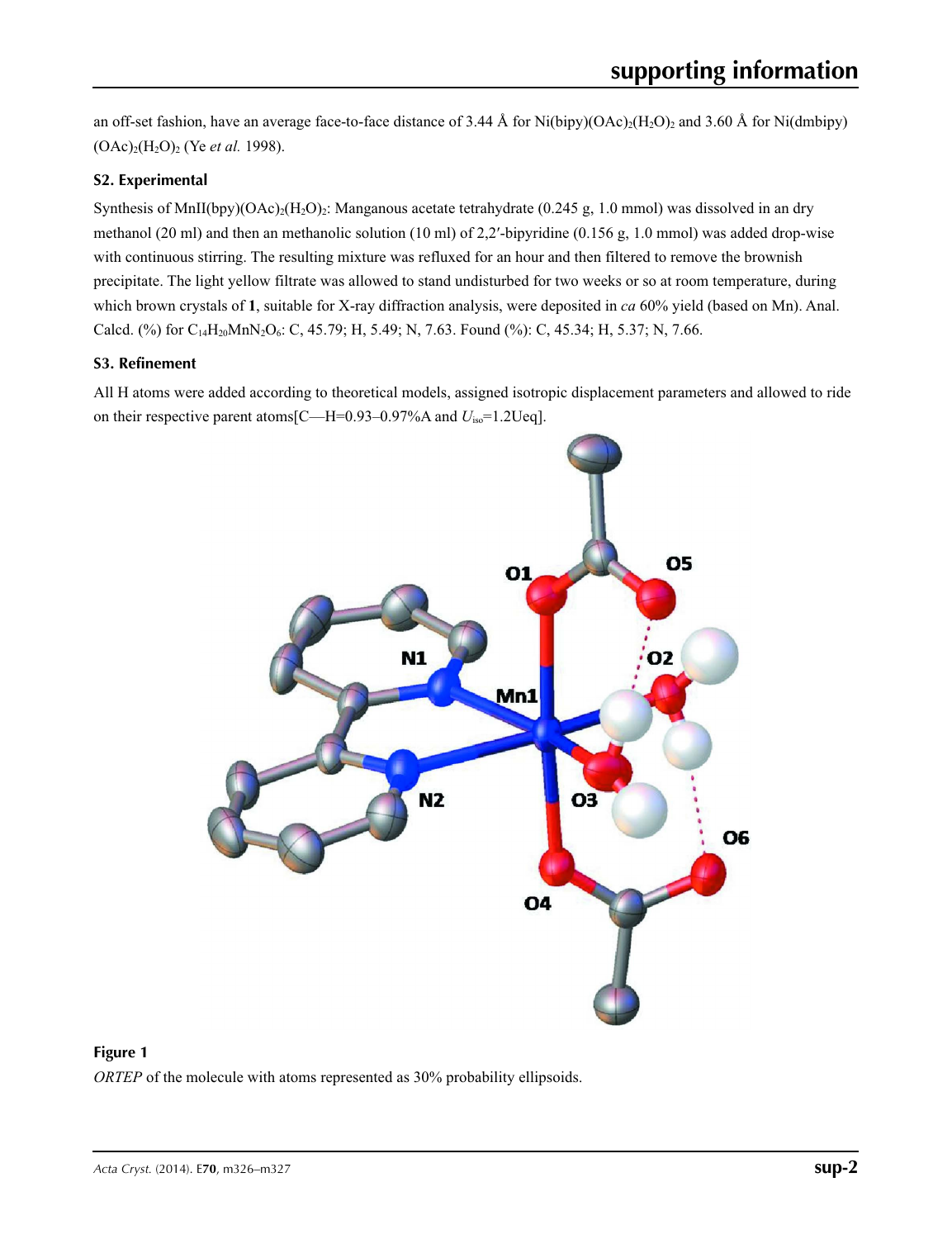an off-set fashion, have an average face-to-face distance of 3.44 Å for Ni(bipy)$(OAc)_2(H_2O)_2$ and 3.60 Å for Ni(dmbipy) $(OAc)_2(H_2O)_2$ (Ye *et al.* 1998).

### S2. Experimental

Synthesis of MnII(bpy)$(OAc)_2(H_2O)_2$: Manganous acetate tetrahydrate (0.245 g, 1.0 mmol) was dissolved in an dry methanol (20 ml) and then an methanolic solution (10 ml) of 2,2′-bipyridine (0.156 g, 1.0 mmol) was added drop-wise with continuous stirring. The resulting mixture was refluxed for an hour and then filtered to remove the brownish precipitate. The light yellow filtrate was allowed to stand undisturbed for two weeks or so at room temperature, during which brown crystals of **1**, suitable for X-ray diffraction analysis, were deposited in *ca* 60% yield (based on Mn). Anal. Calcd. (%) for $C_{14}H_{20}MnN_2O_6$: C, 45.79; H, 5.49; N, 7.63. Found (%): C, 45.34; H, 5.37; N, 7.66.

### S3. Refinement

All H atoms were added according to theoretical models, assigned isotropic displacement parameters and allowed to ride on their respective parent atoms[C—H=0.93–0.97%A and $U_{iso}$=1.2Ueq].

O1
O5
N1
O2
Mn1
N2
O3
O6
O4

**Figure 1**

*ORTEP* of the molecule with atoms represented as 30% probability ellipsoids.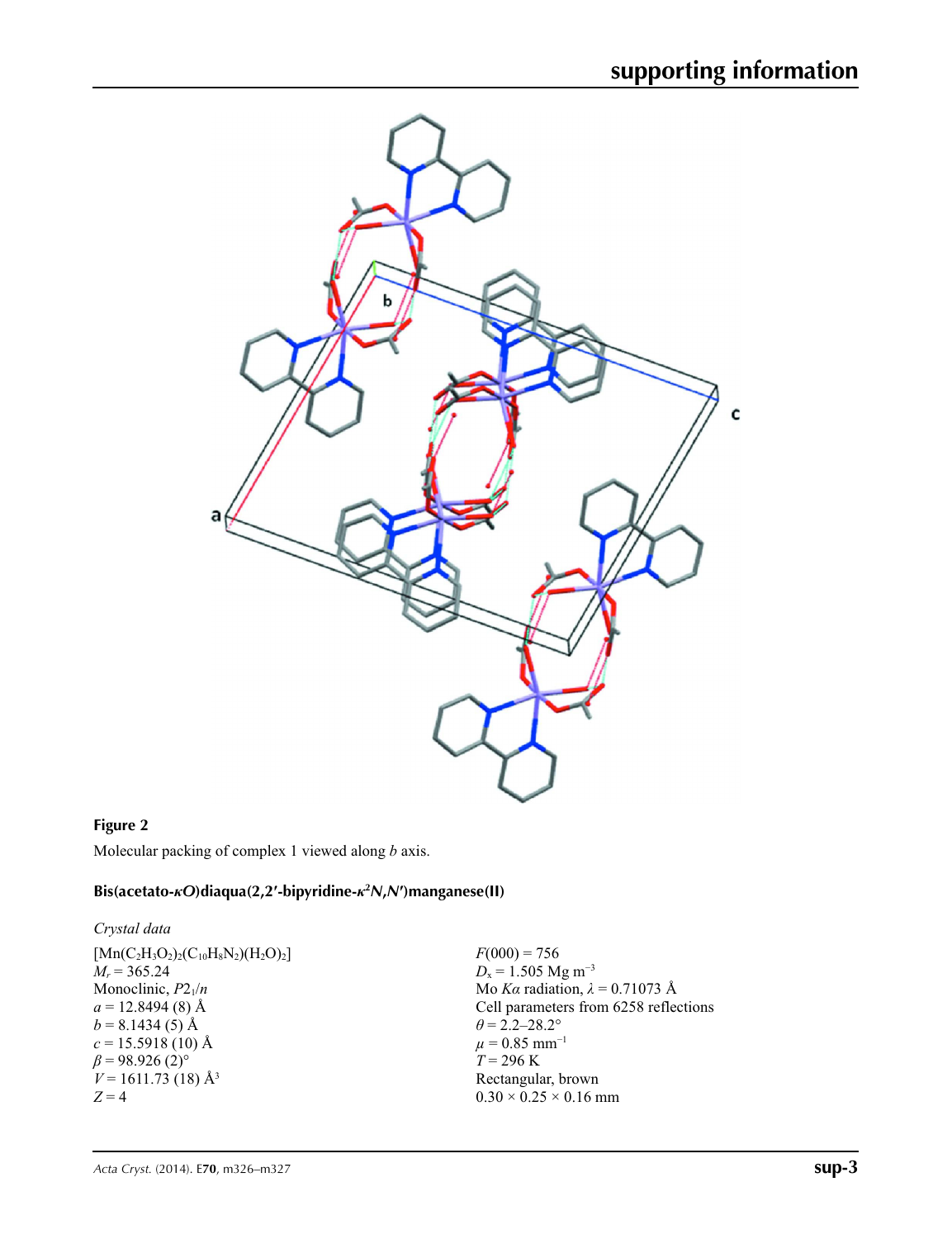**Figure 2**

Molecular packing of complex 1 viewed along *b* axis.

### Bis(acetato-*κO*)diaqua(2,2′-bipyridine-*κ*$^2$*N*,*N*′)manganese(II)

*Crystal data*

$[Mn(C_2H_3O_2)_2(C_{10}H_8N_2)(H_2O)_2]$
$M_r$ = 365.24
Monoclinic, $P2_1/n$
$a$ = 12.8494 (8) Å
$b$ = 8.1434 (5) Å
$c$ = 15.5918 (10) Å
$\beta$ = 98.926 (2)°
$V$ = 1611.73 (18) Å$^3$
$Z$ = 4

$F(000)$ = 756
$D_x$ = 1.505 Mg m$^{-3}$
Mo $K\alpha$ radiation, $\lambda$ = 0.71073 Å
Cell parameters from 6258 reflections
$\theta$ = 2.2–28.2°
$\mu$ = 0.85 mm$^{-1}$
$T$ = 296 K
Rectangular, brown
0.30 × 0.25 × 0.16 mm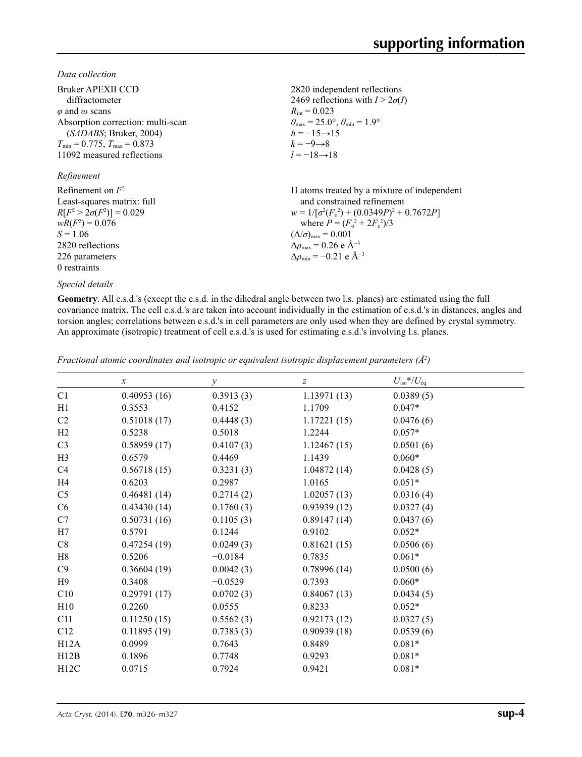*Data collection*

Bruker APEXII CCD diffractometer
$\varphi$ and $\omega$ scans
Absorption correction: multi-scan (*SADABS*; Bruker, 2004)
$T_{min} = 0.775$, $T_{max} = 0.873$
11092 measured reflections
2820 independent reflections
2469 reflections with $I > 2\sigma(I)$
$R_{int} = 0.023$
$\theta_{max} = 25.0°$, $\theta_{min} = 1.9°$
$h = -15 \rightarrow 15$
$k = -9 \rightarrow 8$
$l = -18 \rightarrow 18$

*Refinement*

Refinement on $F^2$
Least-squares matrix: full
$R[F^2 > 2\sigma(F^2)] = 0.029$
$wR(F^2) = 0.076$
$S = 1.06$
2820 reflections
226 parameters
0 restraints
H atoms treated by a mixture of independent and constrained refinement
$w = 1/[\sigma^2(F_o^2) + (0.0349P)^2 + 0.7672P]$ where $P = (F_o^2 + 2F_c^2)/3$
$(\Delta/\sigma)_{max} = 0.001$
$\Delta\rho_{max} = 0.26$ e Å$^{-3}$
$\Delta\rho_{min} = -0.21$ e Å$^{-3}$

*Special details*

**Geometry**. All e.s.d.'s (except the e.s.d. in the dihedral angle between two l.s. planes) are estimated using the full covariance matrix. The cell e.s.d.'s are taken into account individually in the estimation of e.s.d.'s in distances, angles and torsion angles; correlations between e.s.d.'s in cell parameters are only used when they are defined by crystal symmetry. An approximate (isotropic) treatment of cell e.s.d.'s is used for estimating e.s.d.'s involving l.s. planes.

*Fractional atomic coordinates and isotropic or equivalent isotropic displacement parameters (Å$^2$)*

| | $x$ | $y$ | $z$ | $U_{iso}$*/$U_{eq}$ |
|---|---|---|---|---|
| C1 | 0.40953 (16) | 0.3913 (3) | 1.13971 (13) | 0.0389 (5) |
| H1 | 0.3553 | 0.4152 | 1.1709 | 0.047* |
| C2 | 0.51018 (17) | 0.4448 (3) | 1.17221 (15) | 0.0476 (6) |
| H2 | 0.5238 | 0.5018 | 1.2244 | 0.057* |
| C3 | 0.58959 (17) | 0.4107 (3) | 1.12467 (15) | 0.0501 (6) |
| H3 | 0.6579 | 0.4469 | 1.1439 | 0.060* |
| C4 | 0.56718 (15) | 0.3231 (3) | 1.04872 (14) | 0.0428 (5) |
| H4 | 0.6203 | 0.2987 | 1.0165 | 0.051* |
| C5 | 0.46481 (14) | 0.2714 (2) | 1.02057 (13) | 0.0316 (4) |
| C6 | 0.43430 (14) | 0.1760 (3) | 0.93939 (12) | 0.0327 (4) |
| C7 | 0.50731 (16) | 0.1105 (3) | 0.89147 (14) | 0.0437 (6) |
| H7 | 0.5791 | 0.1244 | 0.9102 | 0.052* |
| C8 | 0.47254 (19) | 0.0249 (3) | 0.81621 (15) | 0.0506 (6) |
| H8 | 0.5206 | −0.0184 | 0.7835 | 0.061* |
| C9 | 0.36604 (19) | 0.0042 (3) | 0.78996 (14) | 0.0500 (6) |
| H9 | 0.3408 | −0.0529 | 0.7393 | 0.060* |
| C10 | 0.29791 (17) | 0.0702 (3) | 0.84067 (13) | 0.0434 (5) |
| H10 | 0.2260 | 0.0555 | 0.8233 | 0.052* |
| C11 | 0.11250 (15) | 0.5562 (3) | 0.92173 (12) | 0.0327 (5) |
| C12 | 0.11895 (19) | 0.7383 (3) | 0.90939 (18) | 0.0539 (6) |
| H12A | 0.0999 | 0.7643 | 0.8489 | 0.081* |
| H12B | 0.1896 | 0.7748 | 0.9293 | 0.081* |
| H12C | 0.0715 | 0.7924 | 0.9421 | 0.081* |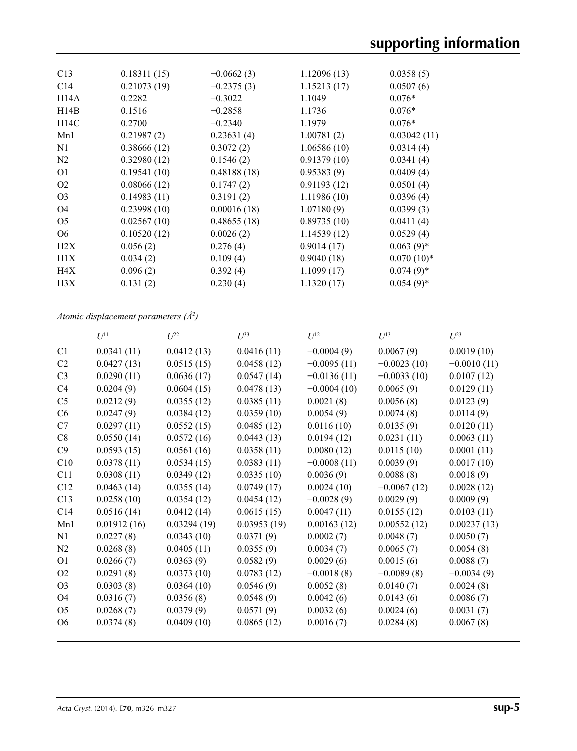| | | | | |
|---|---|---|---|---|
| C13 | 0.18311 (15) | −0.0662 (3) | 1.12096 (13) | 0.0358 (5) |
| C14 | 0.21073 (19) | −0.2375 (3) | 1.15213 (17) | 0.0507 (6) |
| H14A | 0.2282 | −0.3022 | 1.1049 | 0.076* |
| H14B | 0.1516 | −0.2858 | 1.1736 | 0.076* |
| H14C | 0.2700 | −0.2340 | 1.1979 | 0.076* |
| Mn1 | 0.21987 (2) | 0.23631 (4) | 1.00781 (2) | 0.03042 (11) |
| N1 | 0.38666 (12) | 0.3072 (2) | 1.06586 (10) | 0.0314 (4) |
| N2 | 0.32980 (12) | 0.1546 (2) | 0.91379 (10) | 0.0341 (4) |
| O1 | 0.19541 (10) | 0.48188 (18) | 0.95383 (9) | 0.0409 (4) |
| O2 | 0.08066 (12) | 0.1747 (2) | 0.91193 (12) | 0.0501 (4) |
| O3 | 0.14983 (11) | 0.3191 (2) | 1.11986 (10) | 0.0396 (4) |
| O4 | 0.23998 (10) | 0.00016 (18) | 1.07180 (9) | 0.0399 (3) |
| O5 | 0.02567 (10) | 0.48655 (18) | 0.89735 (10) | 0.0411 (4) |
| O6 | 0.10520 (12) | 0.0026 (2) | 1.14539 (12) | 0.0529 (4) |
| H2X | 0.056 (2) | 0.276 (4) | 0.9014 (17) | 0.063 (9)* |
| H1X | 0.034 (2) | 0.109 (4) | 0.9040 (18) | 0.070 (10)* |
| H4X | 0.096 (2) | 0.392 (4) | 1.1099 (17) | 0.074 (9)* |
| H3X | 0.131 (2) | 0.230 (4) | 1.1320 (17) | 0.054 (9)* |

*Atomic displacement parameters (Å²)*

| | $U^{11}$ | $U^{22}$ | $U^{33}$ | $U^{12}$ | $U^{13}$ | $U^{23}$ |
|---|---|---|---|---|---|---|
| C1 | 0.0341 (11) | 0.0412 (13) | 0.0416 (11) | −0.0004 (9) | 0.0067 (9) | 0.0019 (10) |
| C2 | 0.0427 (13) | 0.0515 (15) | 0.0458 (12) | −0.0095 (11) | −0.0023 (10) | −0.0010 (11) |
| C3 | 0.0290 (11) | 0.0636 (17) | 0.0547 (14) | −0.0136 (11) | −0.0033 (10) | 0.0107 (12) |
| C4 | 0.0204 (9) | 0.0604 (15) | 0.0478 (13) | −0.0004 (10) | 0.0065 (9) | 0.0129 (11) |
| C5 | 0.0212 (9) | 0.0355 (12) | 0.0385 (11) | 0.0021 (8) | 0.0056 (8) | 0.0123 (9) |
| C6 | 0.0247 (9) | 0.0384 (12) | 0.0359 (10) | 0.0054 (9) | 0.0074 (8) | 0.0114 (9) |
| C7 | 0.0297 (11) | 0.0552 (15) | 0.0485 (12) | 0.0116 (10) | 0.0135 (9) | 0.0120 (11) |
| C8 | 0.0550 (14) | 0.0572 (16) | 0.0443 (13) | 0.0194 (12) | 0.0231 (11) | 0.0063 (11) |
| C9 | 0.0593 (15) | 0.0561 (16) | 0.0358 (11) | 0.0080 (12) | 0.0115 (10) | 0.0001 (11) |
| C10 | 0.0378 (11) | 0.0534 (15) | 0.0383 (11) | −0.0008 (11) | 0.0039 (9) | 0.0017 (10) |
| C11 | 0.0308 (11) | 0.0349 (12) | 0.0335 (10) | 0.0036 (9) | 0.0088 (8) | 0.0018 (9) |
| C12 | 0.0463 (14) | 0.0355 (14) | 0.0749 (17) | 0.0024 (10) | −0.0067 (12) | 0.0028 (12) |
| C13 | 0.0258 (10) | 0.0354 (12) | 0.0454 (12) | −0.0028 (9) | 0.0029 (9) | 0.0009 (9) |
| C14 | 0.0516 (14) | 0.0412 (14) | 0.0615 (15) | 0.0047 (11) | 0.0155 (12) | 0.0103 (11) |
| Mn1 | 0.01912 (16) | 0.03294 (19) | 0.03953 (19) | 0.00163 (12) | 0.00552 (12) | 0.00237 (13) |
| N1 | 0.0227 (8) | 0.0343 (10) | 0.0371 (9) | 0.0002 (7) | 0.0048 (7) | 0.0050 (7) |
| N2 | 0.0268 (8) | 0.0405 (11) | 0.0355 (9) | 0.0034 (7) | 0.0065 (7) | 0.0054 (8) |
| O1 | 0.0266 (7) | 0.0363 (9) | 0.0582 (9) | 0.0029 (6) | 0.0015 (6) | 0.0088 (7) |
| O2 | 0.0291 (8) | 0.0373 (10) | 0.0783 (12) | −0.0018 (8) | −0.0089 (8) | −0.0034 (9) |
| O3 | 0.0303 (8) | 0.0364 (10) | 0.0546 (9) | 0.0052 (8) | 0.0140 (7) | 0.0024 (8) |
| O4 | 0.0316 (7) | 0.0356 (8) | 0.0548 (9) | 0.0042 (6) | 0.0143 (6) | 0.0086 (7) |
| O5 | 0.0268 (7) | 0.0379 (9) | 0.0571 (9) | 0.0032 (6) | 0.0024 (6) | 0.0031 (7) |
| O6 | 0.0374 (8) | 0.0409 (10) | 0.0865 (12) | 0.0016 (7) | 0.0284 (8) | 0.0067 (8) |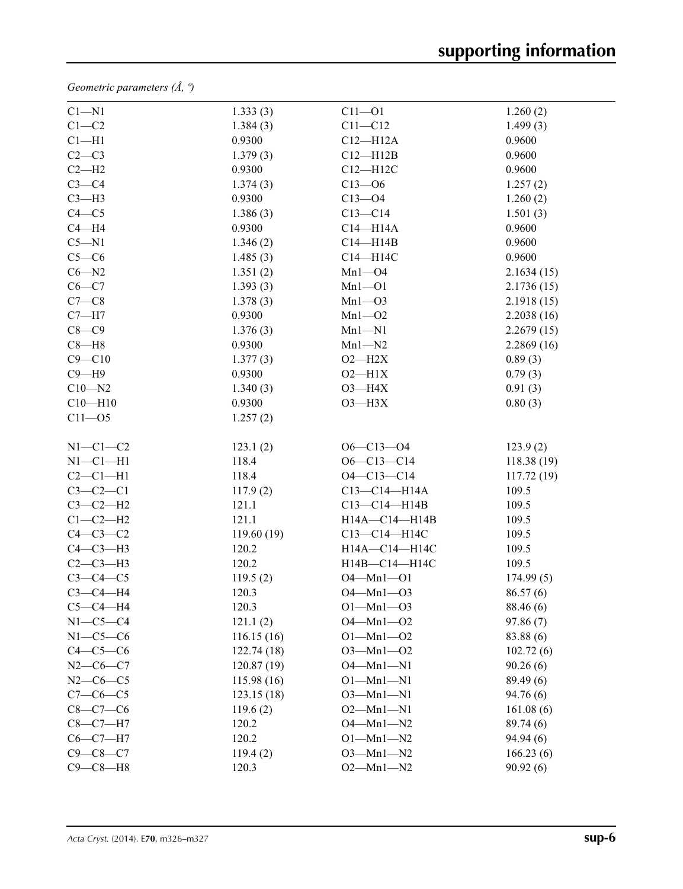*Geometric parameters (Å, º)*

| | | | |
|---|---|---|---|
| C1—N1 | 1.333 (3) | C11—O1 | 1.260 (2) |
| C1—C2 | 1.384 (3) | C11—C12 | 1.499 (3) |
| C1—H1 | 0.9300 | C12—H12A | 0.9600 |
| C2—C3 | 1.379 (3) | C12—H12B | 0.9600 |
| C2—H2 | 0.9300 | C12—H12C | 0.9600 |
| C3—C4 | 1.374 (3) | C13—O6 | 1.257 (2) |
| C3—H3 | 0.9300 | C13—O4 | 1.260 (2) |
| C4—C5 | 1.386 (3) | C13—C14 | 1.501 (3) |
| C4—H4 | 0.9300 | C14—H14A | 0.9600 |
| C5—N1 | 1.346 (2) | C14—H14B | 0.9600 |
| C5—C6 | 1.485 (3) | C14—H14C | 0.9600 |
| C6—N2 | 1.351 (2) | Mn1—O4 | 2.1634 (15) |
| C6—C7 | 1.393 (3) | Mn1—O1 | 2.1736 (15) |
| C7—C8 | 1.378 (3) | Mn1—O3 | 2.1918 (15) |
| C7—H7 | 0.9300 | Mn1—O2 | 2.2038 (16) |
| C8—C9 | 1.376 (3) | Mn1—N1 | 2.2679 (15) |
| C8—H8 | 0.9300 | Mn1—N2 | 2.2869 (16) |
| C9—C10 | 1.377 (3) | O2—H2X | 0.89 (3) |
| C9—H9 | 0.9300 | O2—H1X | 0.79 (3) |
| C10—N2 | 1.340 (3) | O3—H4X | 0.91 (3) |
| C10—H10 | 0.9300 | O3—H3X | 0.80 (3) |
| C11—O5 | 1.257 (2) | | |
| | | | |
| N1—C1—C2 | 123.1 (2) | O6—C13—O4 | 123.9 (2) |
| N1—C1—H1 | 118.4 | O6—C13—C14 | 118.38 (19) |
| C2—C1—H1 | 118.4 | O4—C13—C14 | 117.72 (19) |
| C3—C2—C1 | 117.9 (2) | C13—C14—H14A | 109.5 |
| C3—C2—H2 | 121.1 | C13—C14—H14B | 109.5 |
| C1—C2—H2 | 121.1 | H14A—C14—H14B | 109.5 |
| C4—C3—C2 | 119.60 (19) | C13—C14—H14C | 109.5 |
| C4—C3—H3 | 120.2 | H14A—C14—H14C | 109.5 |
| C2—C3—H3 | 120.2 | H14B—C14—H14C | 109.5 |
| C3—C4—C5 | 119.5 (2) | O4—Mn1—O1 | 174.99 (5) |
| C3—C4—H4 | 120.3 | O4—Mn1—O3 | 86.57 (6) |
| C5—C4—H4 | 120.3 | O1—Mn1—O3 | 88.46 (6) |
| N1—C5—C4 | 121.1 (2) | O4—Mn1—O2 | 97.86 (7) |
| N1—C5—C6 | 116.15 (16) | O1—Mn1—O2 | 83.88 (6) |
| C4—C5—C6 | 122.74 (18) | O3—Mn1—O2 | 102.72 (6) |
| N2—C6—C7 | 120.87 (19) | O4—Mn1—N1 | 90.26 (6) |
| N2—C6—C5 | 115.98 (16) | O1—Mn1—N1 | 89.49 (6) |
| C7—C6—C5 | 123.15 (18) | O3—Mn1—N1 | 94.76 (6) |
| C8—C7—C6 | 119.6 (2) | O2—Mn1—N1 | 161.08 (6) |
| C8—C7—H7 | 120.2 | O4—Mn1—N2 | 89.74 (6) |
| C6—C7—H7 | 120.2 | O1—Mn1—N2 | 94.94 (6) |
| C9—C8—C7 | 119.4 (2) | O3—Mn1—N2 | 166.23 (6) |
| C9—C8—H8 | 120.3 | O2—Mn1—N2 | 90.92 (6) |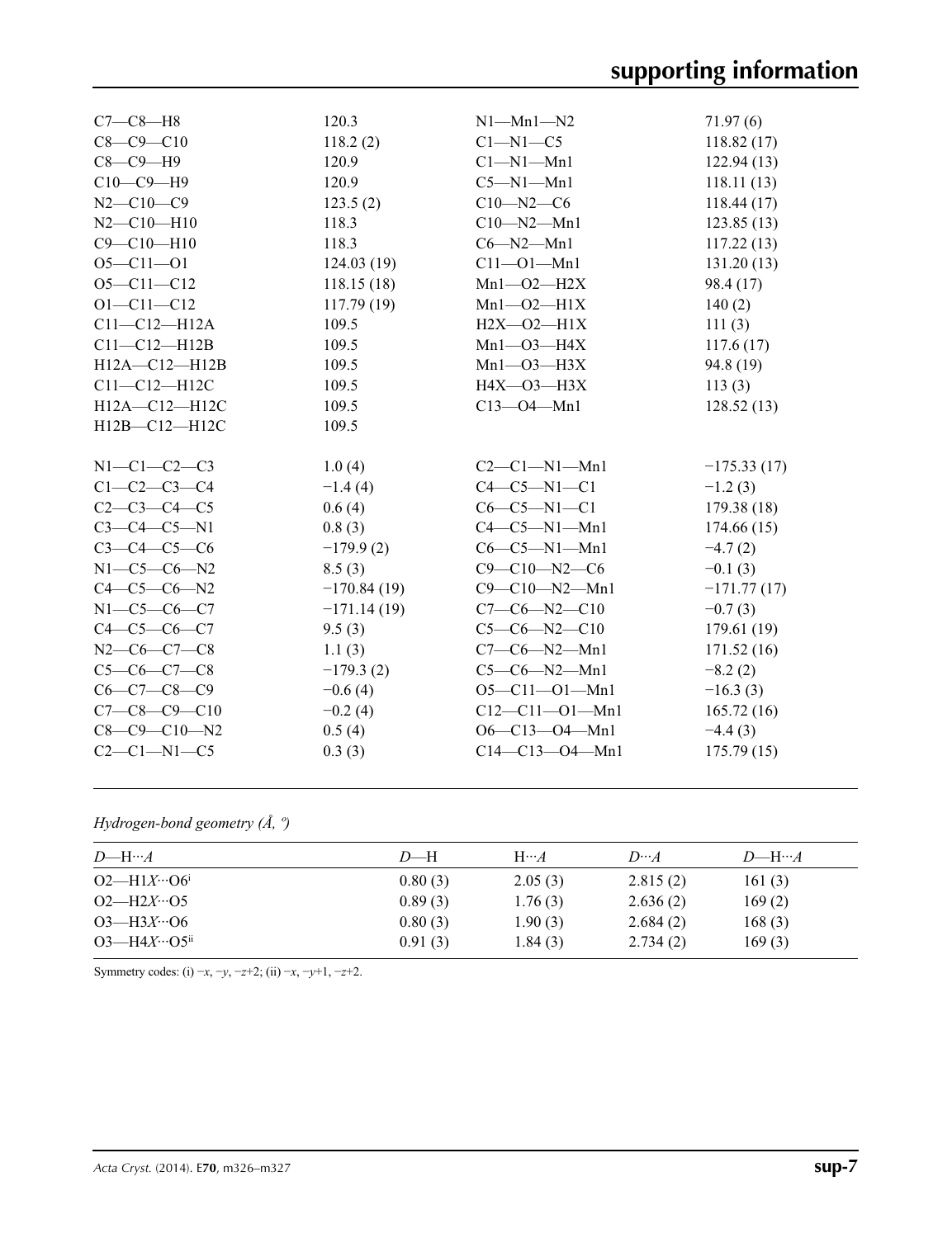| | | | |
|---|---|---|---|
| C7—C8—H8 | 120.3 | N1—Mn1—N2 | 71.97 (6) |
| C8—C9—C10 | 118.2 (2) | C1—N1—C5 | 118.82 (17) |
| C8—C9—H9 | 120.9 | C1—N1—Mn1 | 122.94 (13) |
| C10—C9—H9 | 120.9 | C5—N1—Mn1 | 118.11 (13) |
| N2—C10—C9 | 123.5 (2) | C10—N2—C6 | 118.44 (17) |
| N2—C10—H10 | 118.3 | C10—N2—Mn1 | 123.85 (13) |
| C9—C10—H10 | 118.3 | C6—N2—Mn1 | 117.22 (13) |
| O5—C11—O1 | 124.03 (19) | C11—O1—Mn1 | 131.20 (13) |
| O5—C11—C12 | 118.15 (18) | Mn1—O2—H2X | 98.4 (17) |
| O1—C11—C12 | 117.79 (19) | Mn1—O2—H1X | 140 (2) |
| C11—C12—H12A | 109.5 | H2X—O2—H1X | 111 (3) |
| C11—C12—H12B | 109.5 | Mn1—O3—H4X | 117.6 (17) |
| H12A—C12—H12B | 109.5 | Mn1—O3—H3X | 94.8 (19) |
| C11—C12—H12C | 109.5 | H4X—O3—H3X | 113 (3) |
| H12A—C12—H12C | 109.5 | C13—O4—Mn1 | 128.52 (13) |
| H12B—C12—H12C | 109.5 | | |
| | | | |
| N1—C1—C2—C3 | 1.0 (4) | C2—C1—N1—Mn1 | −175.33 (17) |
| C1—C2—C3—C4 | −1.4 (4) | C4—C5—N1—C1 | −1.2 (3) |
| C2—C3—C4—C5 | 0.6 (4) | C6—C5—N1—C1 | 179.38 (18) |
| C3—C4—C5—N1 | 0.8 (3) | C4—C5—N1—Mn1 | 174.66 (15) |
| C3—C4—C5—C6 | −179.9 (2) | C6—C5—N1—Mn1 | −4.7 (2) |
| N1—C5—C6—N2 | 8.5 (3) | C9—C10—N2—C6 | −0.1 (3) |
| C4—C5—C6—N2 | −170.84 (19) | C9—C10—N2—Mn1 | −171.77 (17) |
| N1—C5—C6—C7 | −171.14 (19) | C7—C6—N2—C10 | −0.7 (3) |
| C4—C5—C6—C7 | 9.5 (3) | C5—C6—N2—C10 | 179.61 (19) |
| N2—C6—C7—C8 | 1.1 (3) | C7—C6—N2—Mn1 | 171.52 (16) |
| C5—C6—C7—C8 | −179.3 (2) | C5—C6—N2—Mn1 | −8.2 (2) |
| C6—C7—C8—C9 | −0.6 (4) | O5—C11—O1—Mn1 | −16.3 (3) |
| C7—C8—C9—C10 | −0.2 (4) | C12—C11—O1—Mn1 | 165.72 (16) |
| C8—C9—C10—N2 | 0.5 (4) | O6—C13—O4—Mn1 | −4.4 (3) |
| C2—C1—N1—C5 | 0.3 (3) | C14—C13—O4—Mn1 | 175.79 (15) |

*Hydrogen-bond geometry (Å, º)*

| *D*—H···*A* | *D*—H | H···*A* | *D*···*A* | *D*—H···*A* |
|---|---|---|---|---|
| O2—H1*X*···O6[i] | 0.80 (3) | 2.05 (3) | 2.815 (2) | 161 (3) |
| O2—H2*X*···O5 | 0.89 (3) | 1.76 (3) | 2.636 (2) | 169 (2) |
| O3—H3*X*···O6 | 0.80 (3) | 1.90 (3) | 2.684 (2) | 168 (3) |
| O3—H4*X*···O5[ii] | 0.91 (3) | 1.84 (3) | 2.734 (2) | 169 (3) |

Symmetry codes: (i) −*x*, −*y*, −*z*+2; (ii) −*x*, −*y*+1, −*z*+2.